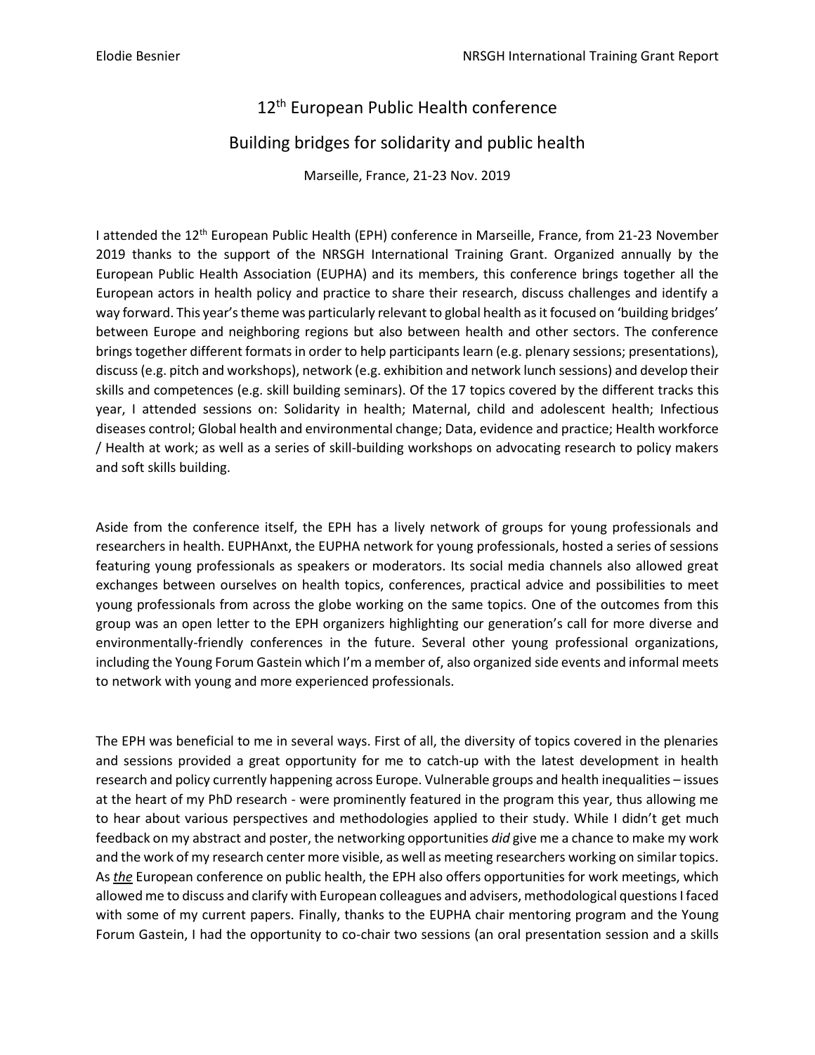# 12th European Public Health conference

## Building bridges for solidarity and public health

Marseille, France, 21-23 Nov. 2019

I attended the 12th European Public Health (EPH) conference in Marseille, France, from 21-23 November 2019 thanks to the support of the NRSGH International Training Grant. Organized annually by the European Public Health Association (EUPHA) and its members, this conference brings together all the European actors in health policy and practice to share their research, discuss challenges and identify a way forward. This year's theme was particularly relevant to global health as it focused on 'building bridges' between Europe and neighboring regions but also between health and other sectors. The conference brings together different formats in order to help participants learn (e.g. plenary sessions; presentations), discuss (e.g. pitch and workshops), network (e.g. exhibition and network lunch sessions) and develop their skills and competences (e.g. skill building seminars). Of the 17 topics covered by the different tracks this year, I attended sessions on: Solidarity in health; Maternal, child and adolescent health; Infectious diseases control; Global health and environmental change; Data, evidence and practice; Health workforce / Health at work; as well as a series of skill-building workshops on advocating research to policy makers and soft skills building.

Aside from the conference itself, the EPH has a lively network of groups for young professionals and researchers in health. EUPHAnxt, the EUPHA network for young professionals, hosted a series of sessions featuring young professionals as speakers or moderators. Its social media channels also allowed great exchanges between ourselves on health topics, conferences, practical advice and possibilities to meet young professionals from across the globe working on the same topics. One of the outcomes from this group was an open letter to the EPH organizers highlighting our generation's call for more diverse and environmentally-friendly conferences in the future. Several other young professional organizations, including the Young Forum Gastein which I'm a member of, also organized side events and informal meets to network with young and more experienced professionals.

The EPH was beneficial to me in several ways. First of all, the diversity of topics covered in the plenaries and sessions provided a great opportunity for me to catch-up with the latest development in health research and policy currently happening across Europe. Vulnerable groups and health inequalities – issues at the heart of my PhD research - were prominently featured in the program this year, thus allowing me to hear about various perspectives and methodologies applied to their study. While I didn't get much feedback on my abstract and poster, the networking opportunities *did* give me a chance to make my work and the work of my research center more visible, as well as meeting researchers working on similar topics. As ***the*** European conference on public health, the EPH also offers opportunities for work meetings, which allowed me to discuss and clarify with European colleagues and advisers, methodological questions I faced with some of my current papers. Finally, thanks to the EUPHA chair mentoring program and the Young Forum Gastein, I had the opportunity to co-chair two sessions (an oral presentation session and a skills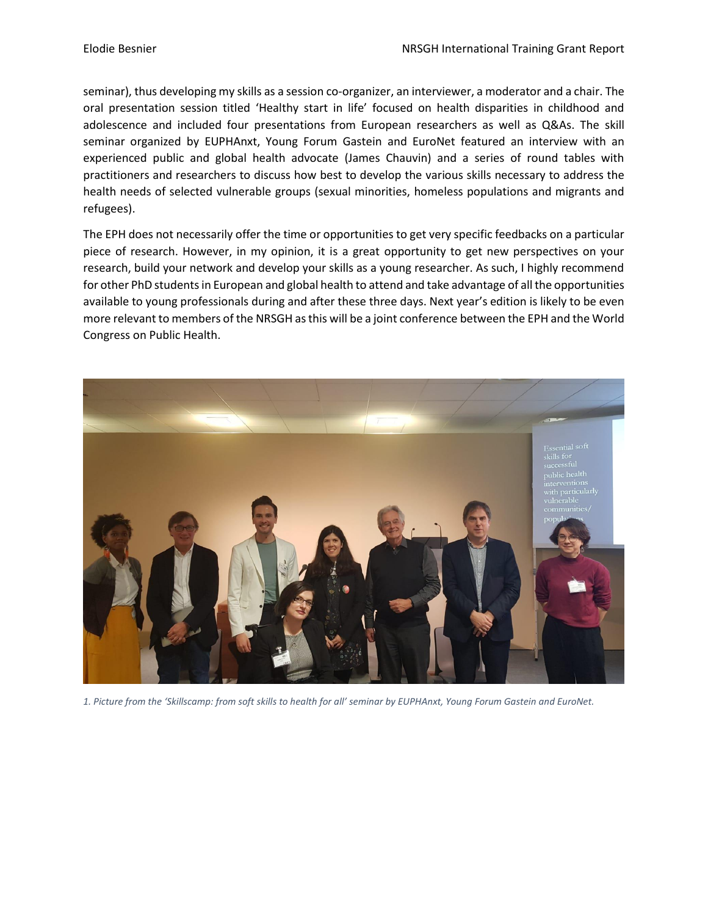seminar), thus developing my skills as a session co-organizer, an interviewer, a moderator and a chair. The oral presentation session titled 'Healthy start in life' focused on health disparities in childhood and adolescence and included four presentations from European researchers as well as Q&As. The skill seminar organized by EUPHAnxt, Young Forum Gastein and EuroNet featured an interview with an experienced public and global health advocate (James Chauvin) and a series of round tables with practitioners and researchers to discuss how best to develop the various skills necessary to address the health needs of selected vulnerable groups (sexual minorities, homeless populations and migrants and refugees).

The EPH does not necessarily offer the time or opportunities to get very specific feedbacks on a particular piece of research. However, in my opinion, it is a great opportunity to get new perspectives on your research, build your network and develop your skills as a young researcher. As such, I highly recommend for other PhD students in European and global health to attend and take advantage of all the opportunities available to young professionals during and after these three days. Next year's edition is likely to be even more relevant to members of the NRSGH as this will be a joint conference between the EPH and the World Congress on Public Health.

*1. Picture from the 'Skillscamp: from soft skills to health for all' seminar by EUPHAnxt, Young Forum Gastein and EuroNet.*